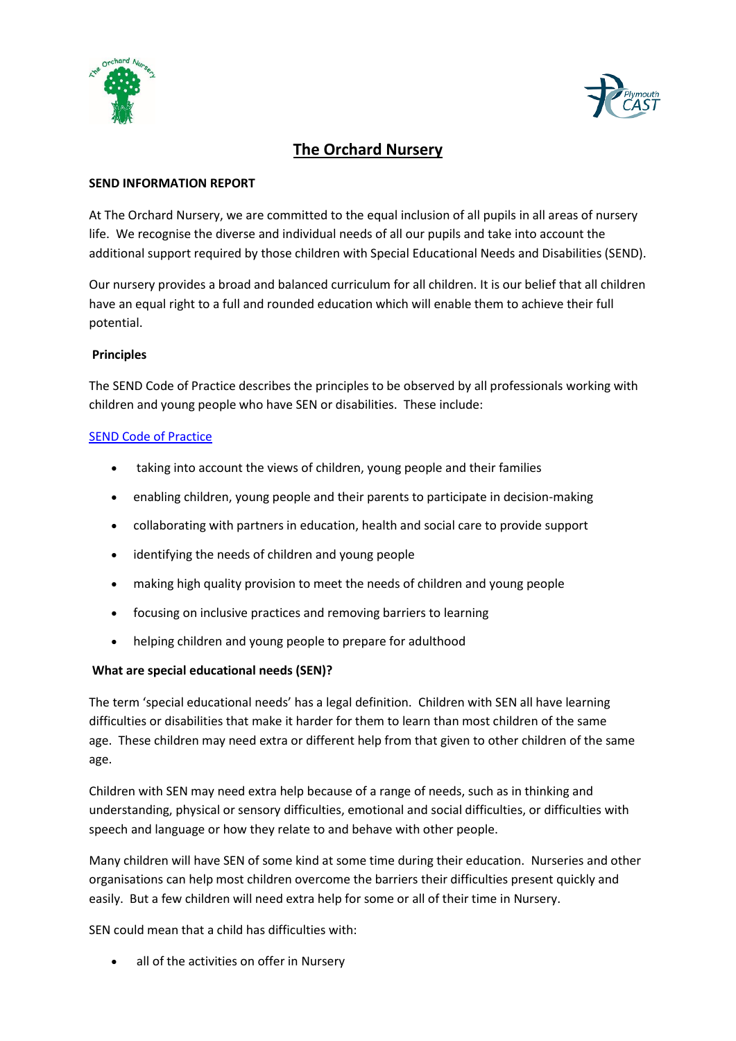# The Orchard Nursery

**SEND INFORMATION REPORT**

At The Orchard Nursery, we are committed to the equal inclusion of all pupils in all areas of nursery life. We recognise the diverse and individual needs of all our pupils and take into account the additional support required by those children with Special Educational Needs and Disabilities (SEND).

Our nursery provides a broad and balanced curriculum for all children. It is our belief that all children have an equal right to a full and rounded education which will enable them to achieve their full potential.

**Principles**

The SEND Code of Practice describes the principles to be observed by all professionals working with children and young people who have SEN or disabilities. These include:

[SEND Code of Practice]

- taking into account the views of children, young people and their families
- enabling children, young people and their parents to participate in decision-making
- collaborating with partners in education, health and social care to provide support
- identifying the needs of children and young people
- making high quality provision to meet the needs of children and young people
- focusing on inclusive practices and removing barriers to learning
- helping children and young people to prepare for adulthood

**What are special educational needs (SEN)?**

The term 'special educational needs' has a legal definition. Children with SEN all have learning difficulties or disabilities that make it harder for them to learn than most children of the same age. These children may need extra or different help from that given to other children of the same age.

Children with SEN may need extra help because of a range of needs, such as in thinking and understanding, physical or sensory difficulties, emotional and social difficulties, or difficulties with speech and language or how they relate to and behave with other people.

Many children will have SEN of some kind at some time during their education. Nurseries and other organisations can help most children overcome the barriers their difficulties present quickly and easily. But a few children will need extra help for some or all of their time in Nursery.

SEN could mean that a child has difficulties with:

- all of the activities on offer in Nursery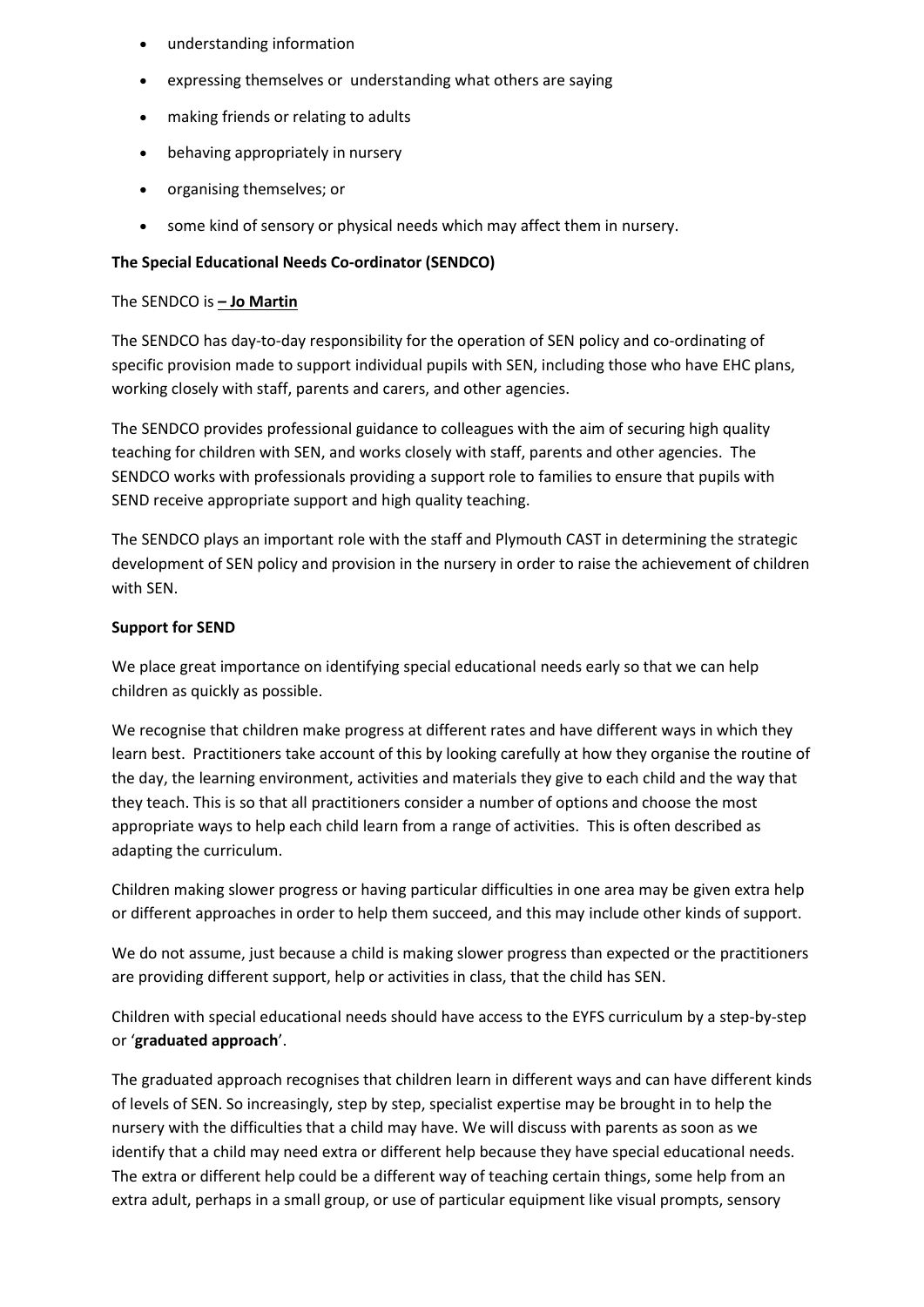- understanding information
- expressing themselves or understanding what others are saying
- making friends or relating to adults
- behaving appropriately in nursery
- organising themselves; or
- some kind of sensory or physical needs which may affect them in nursery.

**The Special Educational Needs Co-ordinator (SENDCO)**

The SENDCO is **– Jo Martin**

The SENDCO has day-to-day responsibility for the operation of SEN policy and co-ordinating of specific provision made to support individual pupils with SEN, including those who have EHC plans, working closely with staff, parents and carers, and other agencies.

The SENDCO provides professional guidance to colleagues with the aim of securing high quality teaching for children with SEN, and works closely with staff, parents and other agencies. The SENDCO works with professionals providing a support role to families to ensure that pupils with SEND receive appropriate support and high quality teaching.

The SENDCO plays an important role with the staff and Plymouth CAST in determining the strategic development of SEN policy and provision in the nursery in order to raise the achievement of children with SEN.

**Support for SEND**

We place great importance on identifying special educational needs early so that we can help children as quickly as possible.

We recognise that children make progress at different rates and have different ways in which they learn best. Practitioners take account of this by looking carefully at how they organise the routine of the day, the learning environment, activities and materials they give to each child and the way that they teach. This is so that all practitioners consider a number of options and choose the most appropriate ways to help each child learn from a range of activities. This is often described as adapting the curriculum.

Children making slower progress or having particular difficulties in one area may be given extra help or different approaches in order to help them succeed, and this may include other kinds of support.

We do not assume, just because a child is making slower progress than expected or the practitioners are providing different support, help or activities in class, that the child has SEN.

Children with special educational needs should have access to the EYFS curriculum by a step-by-step or '**graduated approach**'.

The graduated approach recognises that children learn in different ways and can have different kinds of levels of SEN. So increasingly, step by step, specialist expertise may be brought in to help the nursery with the difficulties that a child may have. We will discuss with parents as soon as we identify that a child may need extra or different help because they have special educational needs. The extra or different help could be a different way of teaching certain things, some help from an extra adult, perhaps in a small group, or use of particular equipment like visual prompts, sensory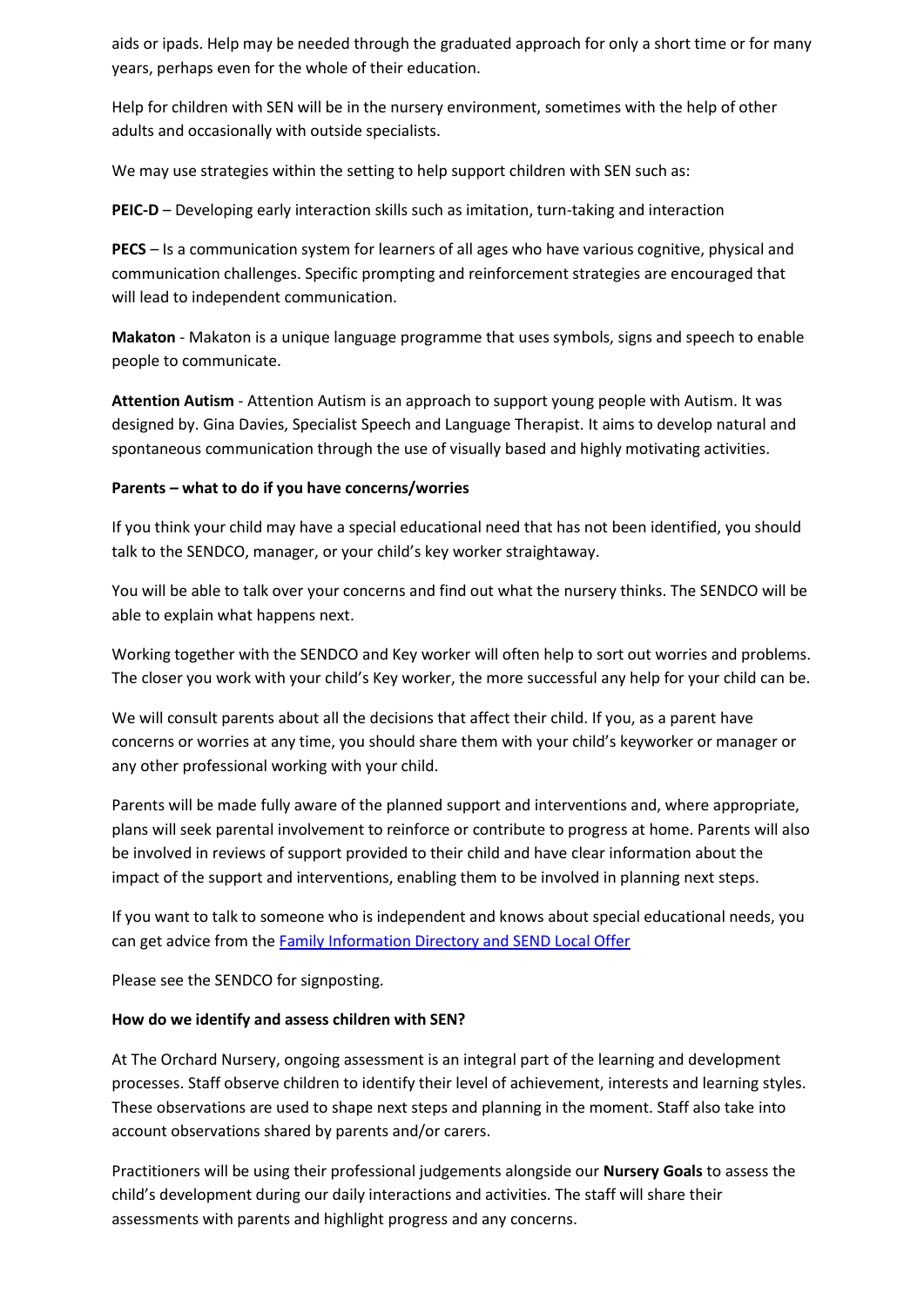aids or ipads. Help may be needed through the graduated approach for only a short time or for many years, perhaps even for the whole of their education.

Help for children with SEN will be in the nursery environment, sometimes with the help of other adults and occasionally with outside specialists.

We may use strategies within the setting to help support children with SEN such as:

**PEIC-D** – Developing early interaction skills such as imitation, turn-taking and interaction

**PECS** – Is a communication system for learners of all ages who have various cognitive, physical and communication challenges. Specific prompting and reinforcement strategies are encouraged that will lead to independent communication.

**Makaton** - Makaton is a unique language programme that uses symbols, signs and speech to enable people to communicate.

**Attention Autism** - Attention Autism is an approach to support young people with Autism. It was designed by. Gina Davies, Specialist Speech and Language Therapist. It aims to develop natural and spontaneous communication through the use of visually based and highly motivating activities.

**Parents – what to do if you have concerns/worries**

If you think your child may have a special educational need that has not been identified, you should talk to the SENDCO, manager, or your child's key worker straightaway.

You will be able to talk over your concerns and find out what the nursery thinks. The SENDCO will be able to explain what happens next.

Working together with the SENDCO and Key worker will often help to sort out worries and problems. The closer you work with your child's Key worker, the more successful any help for your child can be.

We will consult parents about all the decisions that affect their child. If you, as a parent have concerns or worries at any time, you should share them with your child's keyworker or manager or any other professional working with your child.

Parents will be made fully aware of the planned support and interventions and, where appropriate, plans will seek parental involvement to reinforce or contribute to progress at home. Parents will also be involved in reviews of support provided to their child and have clear information about the impact of the support and interventions, enabling them to be involved in planning next steps.

If you want to talk to someone who is independent and knows about special educational needs, you can get advice from the Family Information Directory and SEND Local Offer

Please see the SENDCO for signposting.

**How do we identify and assess children with SEN?**

At The Orchard Nursery, ongoing assessment is an integral part of the learning and development processes. Staff observe children to identify their level of achievement, interests and learning styles. These observations are used to shape next steps and planning in the moment. Staff also take into account observations shared by parents and/or carers.

Practitioners will be using their professional judgements alongside our **Nursery Goals** to assess the child's development during our daily interactions and activities. The staff will share their assessments with parents and highlight progress and any concerns.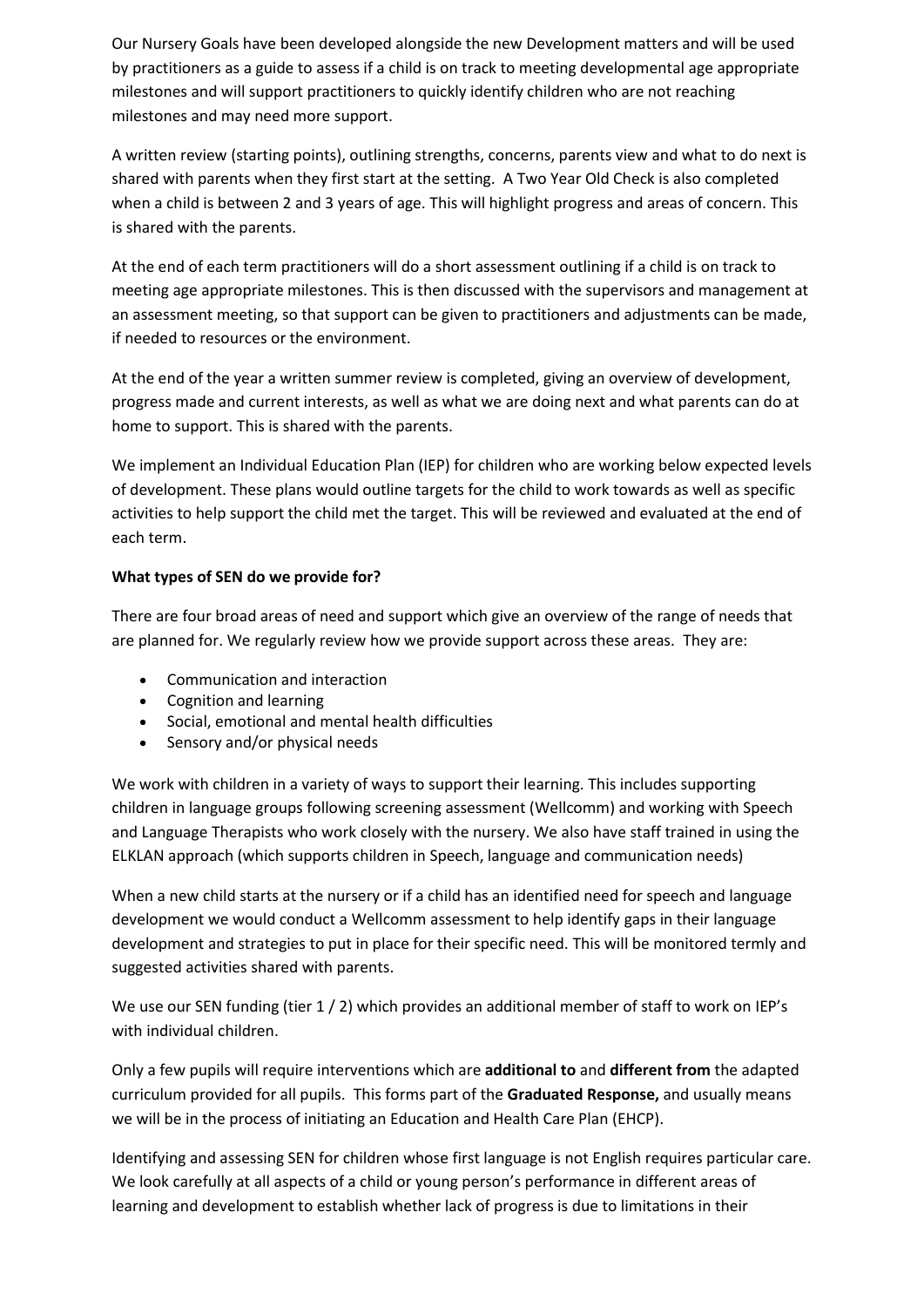Our Nursery Goals have been developed alongside the new Development matters and will be used by practitioners as a guide to assess if a child is on track to meeting developmental age appropriate milestones and will support practitioners to quickly identify children who are not reaching milestones and may need more support.

A written review (starting points), outlining strengths, concerns, parents view and what to do next is shared with parents when they first start at the setting. A Two Year Old Check is also completed when a child is between 2 and 3 years of age. This will highlight progress and areas of concern. This is shared with the parents.

At the end of each term practitioners will do a short assessment outlining if a child is on track to meeting age appropriate milestones. This is then discussed with the supervisors and management at an assessment meeting, so that support can be given to practitioners and adjustments can be made, if needed to resources or the environment.

At the end of the year a written summer review is completed, giving an overview of development, progress made and current interests, as well as what we are doing next and what parents can do at home to support. This is shared with the parents.

We implement an Individual Education Plan (IEP) for children who are working below expected levels of development. These plans would outline targets for the child to work towards as well as specific activities to help support the child met the target. This will be reviewed and evaluated at the end of each term.

**What types of SEN do we provide for?**

There are four broad areas of need and support which give an overview of the range of needs that are planned for. We regularly review how we provide support across these areas. They are:

- Communication and interaction
- Cognition and learning
- Social, emotional and mental health difficulties
- Sensory and/or physical needs

We work with children in a variety of ways to support their learning. This includes supporting children in language groups following screening assessment (Wellcomm) and working with Speech and Language Therapists who work closely with the nursery. We also have staff trained in using the ELKLAN approach (which supports children in Speech, language and communication needs)

When a new child starts at the nursery or if a child has an identified need for speech and language development we would conduct a Wellcomm assessment to help identify gaps in their language development and strategies to put in place for their specific need. This will be monitored termly and suggested activities shared with parents.

We use our SEN funding (tier 1 / 2) which provides an additional member of staff to work on IEP's with individual children.

Only a few pupils will require interventions which are **additional to** and **different from** the adapted curriculum provided for all pupils. This forms part of the **Graduated Response,** and usually means we will be in the process of initiating an Education and Health Care Plan (EHCP).

Identifying and assessing SEN for children whose first language is not English requires particular care. We look carefully at all aspects of a child or young person's performance in different areas of learning and development to establish whether lack of progress is due to limitations in their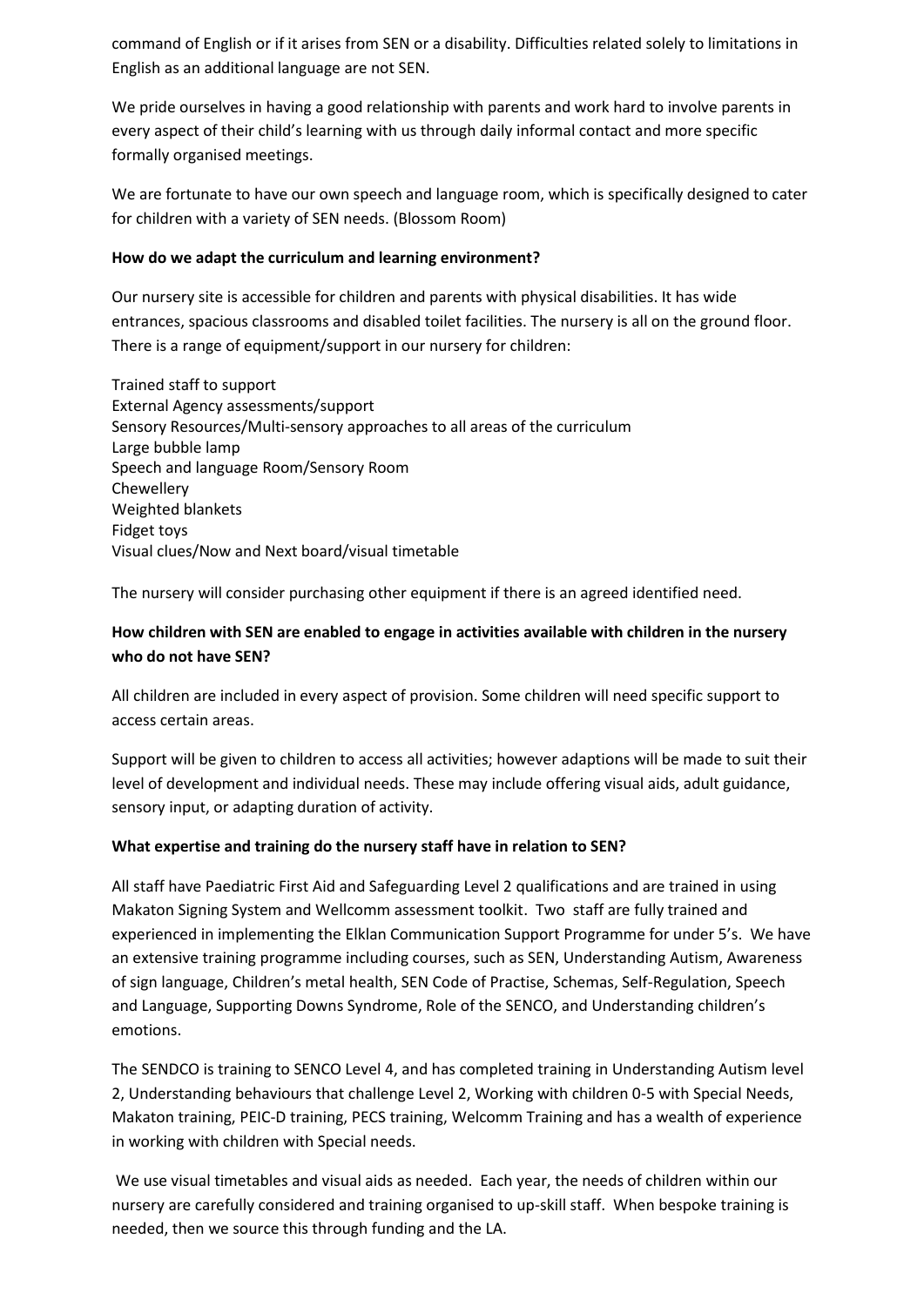command of English or if it arises from SEN or a disability. Difficulties related solely to limitations in English as an additional language are not SEN.

We pride ourselves in having a good relationship with parents and work hard to involve parents in every aspect of their child's learning with us through daily informal contact and more specific formally organised meetings.

We are fortunate to have our own speech and language room, which is specifically designed to cater for children with a variety of SEN needs. (Blossom Room)

**How do we adapt the curriculum and learning environment?**

Our nursery site is accessible for children and parents with physical disabilities. It has wide entrances, spacious classrooms and disabled toilet facilities. The nursery is all on the ground floor. There is a range of equipment/support in our nursery for children:

Trained staff to support
External Agency assessments/support
Sensory Resources/Multi-sensory approaches to all areas of the curriculum
Large bubble lamp
Speech and language Room/Sensory Room
Chewellery
Weighted blankets
Fidget toys
Visual clues/Now and Next board/visual timetable

The nursery will consider purchasing other equipment if there is an agreed identified need.

**How children with SEN are enabled to engage in activities available with children in the nursery who do not have SEN?**

All children are included in every aspect of provision. Some children will need specific support to access certain areas.

Support will be given to children to access all activities; however adaptions will be made to suit their level of development and individual needs. These may include offering visual aids, adult guidance, sensory input, or adapting duration of activity.

**What expertise and training do the nursery staff have in relation to SEN?**

All staff have Paediatric First Aid and Safeguarding Level 2 qualifications and are trained in using Makaton Signing System and Wellcomm assessment toolkit. Two staff are fully trained and experienced in implementing the Elklan Communication Support Programme for under 5's. We have an extensive training programme including courses, such as SEN, Understanding Autism, Awareness of sign language, Children's metal health, SEN Code of Practise, Schemas, Self-Regulation, Speech and Language, Supporting Downs Syndrome, Role of the SENCO, and Understanding children's emotions.

The SENDCO is training to SENCO Level 4, and has completed training in Understanding Autism level 2, Understanding behaviours that challenge Level 2, Working with children 0-5 with Special Needs, Makaton training, PEIC-D training, PECS training, Welcomm Training and has a wealth of experience in working with children with Special needs.

We use visual timetables and visual aids as needed. Each year, the needs of children within our nursery are carefully considered and training organised to up-skill staff. When bespoke training is needed, then we source this through funding and the LA.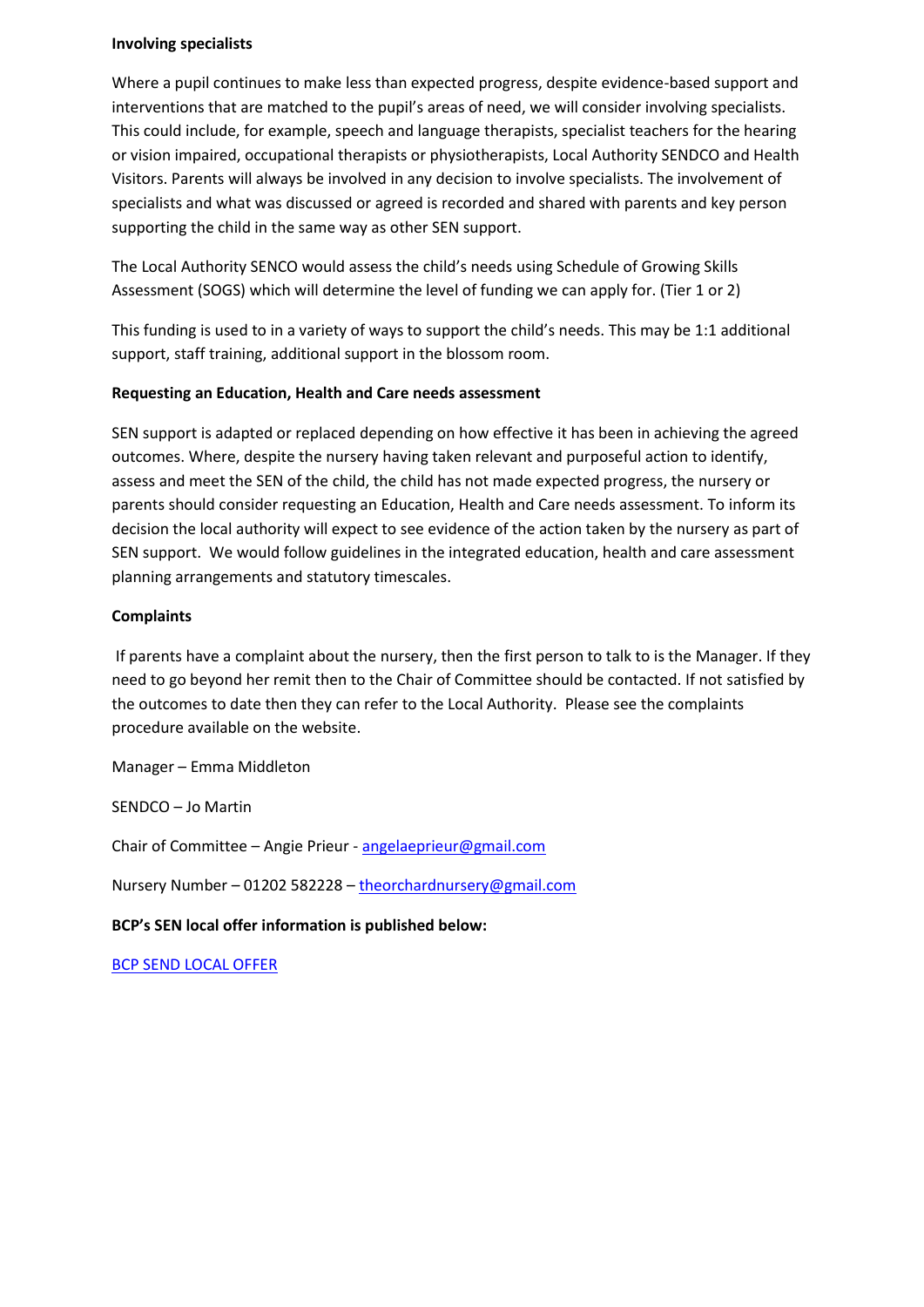**Involving specialists**

Where a pupil continues to make less than expected progress, despite evidence-based support and interventions that are matched to the pupil's areas of need, we will consider involving specialists. This could include, for example, speech and language therapists, specialist teachers for the hearing or vision impaired, occupational therapists or physiotherapists, Local Authority SENDCO and Health Visitors. Parents will always be involved in any decision to involve specialists. The involvement of specialists and what was discussed or agreed is recorded and shared with parents and key person supporting the child in the same way as other SEN support.

The Local Authority SENCO would assess the child's needs using Schedule of Growing Skills Assessment (SOGS) which will determine the level of funding we can apply for. (Tier 1 or 2)

This funding is used to in a variety of ways to support the child's needs. This may be 1:1 additional support, staff training, additional support in the blossom room.

**Requesting an Education, Health and Care needs assessment**

SEN support is adapted or replaced depending on how effective it has been in achieving the agreed outcomes. Where, despite the nursery having taken relevant and purposeful action to identify, assess and meet the SEN of the child, the child has not made expected progress, the nursery or parents should consider requesting an Education, Health and Care needs assessment. To inform its decision the local authority will expect to see evidence of the action taken by the nursery as part of SEN support. We would follow guidelines in the integrated education, health and care assessment planning arrangements and statutory timescales.

**Complaints**

If parents have a complaint about the nursery, then the first person to talk to is the Manager. If they need to go beyond her remit then to the Chair of Committee should be contacted. If not satisfied by the outcomes to date then they can refer to the Local Authority. Please see the complaints procedure available on the website.

Manager – Emma Middleton

SENDCO – Jo Martin

Chair of Committee – Angie Prieur - angelaeprieur@gmail.com

Nursery Number – 01202 582228 – theorchardnursery@gmail.com

**BCP's SEN local offer information is published below:**

BCP SEND LOCAL OFFER